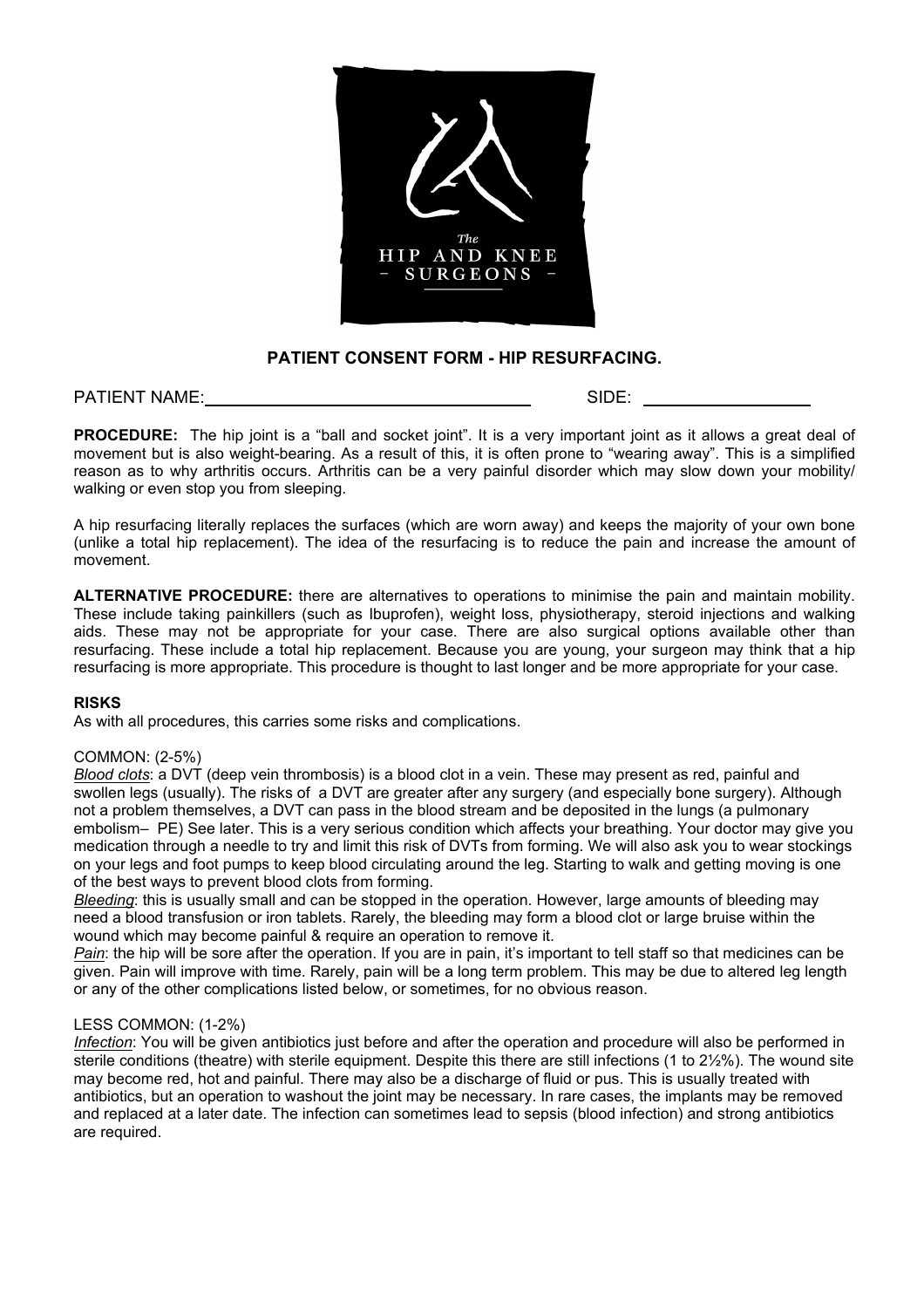*The*
HIP AND KNEE
– SURGEONS –

## PATIENT CONSENT FORM - HIP RESURFACING.

PATIENT NAME: ________________________________ SIDE: ________________

**PROCEDURE:** The hip joint is a "ball and socket joint". It is a very important joint as it allows a great deal of movement but is also weight-bearing. As a result of this, it is often prone to "wearing away". This is a simplified reason as to why arthritis occurs. Arthritis can be a very painful disorder which may slow down your mobility/ walking or even stop you from sleeping.

A hip resurfacing literally replaces the surfaces (which are worn away) and keeps the majority of your own bone (unlike a total hip replacement). The idea of the resurfacing is to reduce the pain and increase the amount of movement.

**ALTERNATIVE PROCEDURE:** there are alternatives to operations to minimise the pain and maintain mobility. These include taking painkillers (such as Ibuprofen), weight loss, physiotherapy, steroid injections and walking aids. These may not be appropriate for your case. There are also surgical options available other than resurfacing. These include a total hip replacement. Because you are young, your surgeon may think that a hip resurfacing is more appropriate. This procedure is thought to last longer and be more appropriate for your case.

**RISKS**

As with all procedures, this carries some risks and complications.

COMMON: (2-5%)

*Blood clots*: a DVT (deep vein thrombosis) is a blood clot in a vein. These may present as red, painful and swollen legs (usually). The risks of a DVT are greater after any surgery (and especially bone surgery). Although not a problem themselves, a DVT can pass in the blood stream and be deposited in the lungs (a pulmonary embolism– PE) See later. This is a very serious condition which affects your breathing. Your doctor may give you medication through a needle to try and limit this risk of DVTs from forming. We will also ask you to wear stockings on your legs and foot pumps to keep blood circulating around the leg. Starting to walk and getting moving is one of the best ways to prevent blood clots from forming.

*Bleeding*: this is usually small and can be stopped in the operation. However, large amounts of bleeding may need a blood transfusion or iron tablets. Rarely, the bleeding may form a blood clot or large bruise within the wound which may become painful & require an operation to remove it.

*Pain*: the hip will be sore after the operation. If you are in pain, it's important to tell staff so that medicines can be given. Pain will improve with time. Rarely, pain will be a long term problem. This may be due to altered leg length or any of the other complications listed below, or sometimes, for no obvious reason.

LESS COMMON: (1-2%)

*Infection*: You will be given antibiotics just before and after the operation and procedure will also be performed in sterile conditions (theatre) with sterile equipment. Despite this there are still infections (1 to 2½%). The wound site may become red, hot and painful. There may also be a discharge of fluid or pus. This is usually treated with antibiotics, but an operation to washout the joint may be necessary. In rare cases, the implants may be removed and replaced at a later date. The infection can sometimes lead to sepsis (blood infection) and strong antibiotics are required.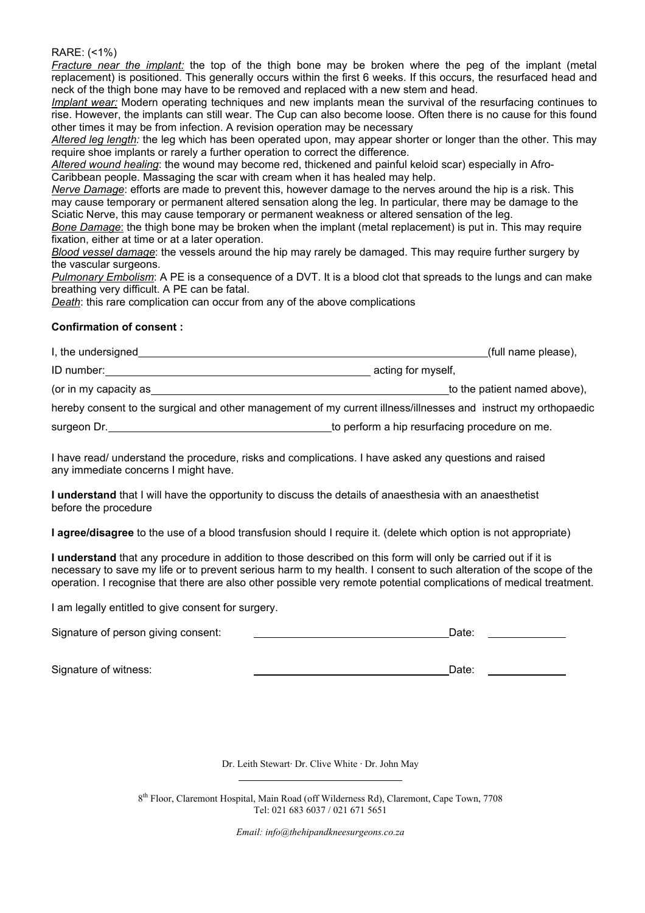RARE: (<1%)

*Fracture near the implant:* the top of the thigh bone may be broken where the peg of the implant (metal replacement) is positioned. This generally occurs within the first 6 weeks. If this occurs, the resurfaced head and neck of the thigh bone may have to be removed and replaced with a new stem and head.

*Implant wear:* Modern operating techniques and new implants mean the survival of the resurfacing continues to rise. However, the implants can still wear. The Cup can also become loose. Often there is no cause for this found other times it may be from infection. A revision operation may be necessary

*Altered leg length:* the leg which has been operated upon, may appear shorter or longer than the other. This may require shoe implants or rarely a further operation to correct the difference.

*Altered wound healing*: the wound may become red, thickened and painful keloid scar) especially in Afro-Caribbean people. Massaging the scar with cream when it has healed may help.

*Nerve Damage*: efforts are made to prevent this, however damage to the nerves around the hip is a risk. This may cause temporary or permanent altered sensation along the leg. In particular, there may be damage to the Sciatic Nerve, this may cause temporary or permanent weakness or altered sensation of the leg.

*Bone Damage*: the thigh bone may be broken when the implant (metal replacement) is put in. This may require fixation, either at time or at a later operation.

*Blood vessel damage*: the vessels around the hip may rarely be damaged. This may require further surgery by the vascular surgeons.

*Pulmonary Embolism*: A PE is a consequence of a DVT. It is a blood clot that spreads to the lungs and can make breathing very difficult. A PE can be fatal.

*Death*: this rare complication can occur from any of the above complications

**Confirmation of consent :**

I, the undersigned______________________________________________(full name please),

ID number:___________________________________ acting for myself,

(or in my capacity as________________________________________to the patient named above),

hereby consent to the surgical and other management of my current illness/illnesses and instruct my orthopaedic surgeon Dr.______________________________to perform a hip resurfacing procedure on me.

I have read/ understand the procedure, risks and complications. I have asked any questions and raised any immediate concerns I might have.

**I understand** that I will have the opportunity to discuss the details of anaesthesia with an anaesthetist before the procedure

**I agree/disagree** to the use of a blood transfusion should I require it. (delete which option is not appropriate)

**I understand** that any procedure in addition to those described on this form will only be carried out if it is necessary to save my life or to prevent serious harm to my health. I consent to such alteration of the scope of the operation. I recognise that there are also other possible very remote potential complications of medical treatment.

I am legally entitled to give consent for surgery.

Signature of person giving consent: ______________________________ Date: ____________

Signature of witness: ______________________________ Date: ____________

Dr. Leith Stewart· Dr. Clive White · Dr. John May

8th Floor, Claremont Hospital, Main Road (off Wilderness Rd), Claremont, Cape Town, 7708
Tel: 021 683 6037 / 021 671 5651

*Email: info@thehipandkneesurgeons.co.za*